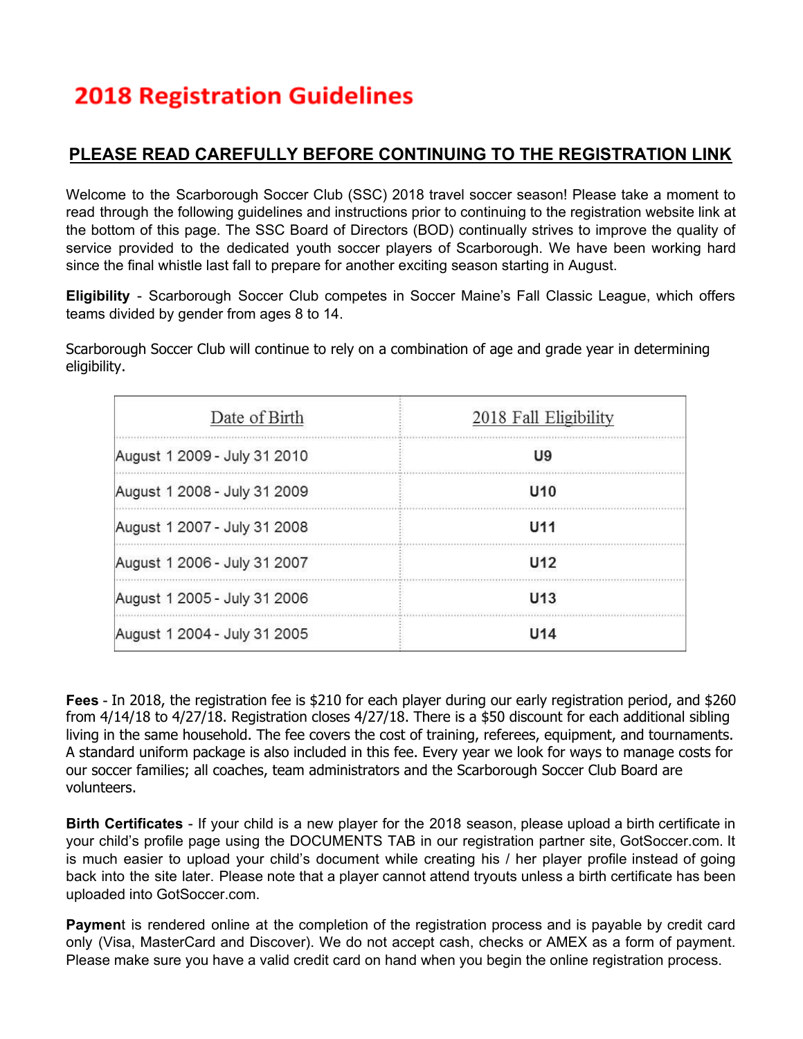# 2018 Registration Guidelines

## PLEASE READ CAREFULLY BEFORE CONTINUING TO THE REGISTRATION LINK

Welcome to the Scarborough Soccer Club (SSC) 2018 travel soccer season! Please take a moment to read through the following guidelines and instructions prior to continuing to the registration website link at the bottom of this page. The SSC Board of Directors (BOD) continually strives to improve the quality of service provided to the dedicated youth soccer players of Scarborough. We have been working hard since the final whistle last fall to prepare for another exciting season starting in August.

**Eligibility** - Scarborough Soccer Club competes in Soccer Maine's Fall Classic League, which offers teams divided by gender from ages 8 to 14.

Scarborough Soccer Club will continue to rely on a combination of age and grade year in determining eligibility.

| Date of Birth | 2018 Fall Eligibility |
|---|---|
| August 1 2009 - July 31 2010 | **U9** |
| August 1 2008 - July 31 2009 | **U10** |
| August 1 2007 - July 31 2008 | **U11** |
| August 1 2006 - July 31 2007 | **U12** |
| August 1 2005 - July 31 2006 | **U13** |
| August 1 2004 - July 31 2005 | **U14** |

**Fees** - In 2018, the registration fee is $210 for each player during our early registration period, and $260 from 4/14/18 to 4/27/18. Registration closes 4/27/18. There is a $50 discount for each additional sibling living in the same household. The fee covers the cost of training, referees, equipment, and tournaments. A standard uniform package is also included in this fee. Every year we look for ways to manage costs for our soccer families; all coaches, team administrators and the Scarborough Soccer Club Board are volunteers.

**Birth Certificates** - If your child is a new player for the 2018 season, please upload a birth certificate in your child's profile page using the DOCUMENTS TAB in our registration partner site, GotSoccer.com. It is much easier to upload your child's document while creating his / her player profile instead of going back into the site later. Please note that a player cannot attend tryouts unless a birth certificate has been uploaded into GotSoccer.com.

**Paymen**t is rendered online at the completion of the registration process and is payable by credit card only (Visa, MasterCard and Discover). We do not accept cash, checks or AMEX as a form of payment. Please make sure you have a valid credit card on hand when you begin the online registration process.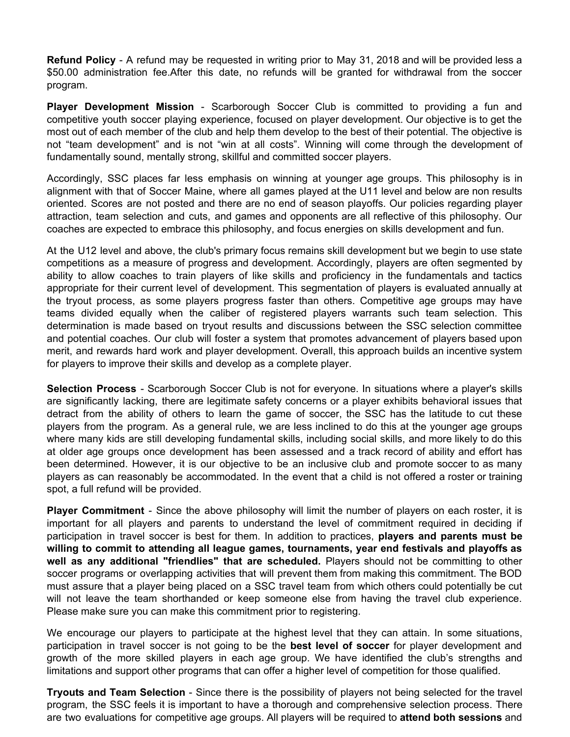**Refund Policy** - A refund may be requested in writing prior to May 31, 2018 and will be provided less a $50.00 administration fee.After this date, no refunds will be granted for withdrawal from the soccer program.

**Player Development Mission** - Scarborough Soccer Club is committed to providing a fun and competitive youth soccer playing experience, focused on player development. Our objective is to get the most out of each member of the club and help them develop to the best of their potential. The objective is not "team development" and is not "win at all costs". Winning will come through the development of fundamentally sound, mentally strong, skillful and committed soccer players.

Accordingly, SSC places far less emphasis on winning at younger age groups. This philosophy is in alignment with that of Soccer Maine, where all games played at the U11 level and below are non results oriented. Scores are not posted and there are no end of season playoffs. Our policies regarding player attraction, team selection and cuts, and games and opponents are all reflective of this philosophy. Our coaches are expected to embrace this philosophy, and focus energies on skills development and fun.

At the U12 level and above, the club's primary focus remains skill development but we begin to use state competitions as a measure of progress and development. Accordingly, players are often segmented by ability to allow coaches to train players of like skills and proficiency in the fundamentals and tactics appropriate for their current level of development. This segmentation of players is evaluated annually at the tryout process, as some players progress faster than others. Competitive age groups may have teams divided equally when the caliber of registered players warrants such team selection. This determination is made based on tryout results and discussions between the SSC selection committee and potential coaches. Our club will foster a system that promotes advancement of players based upon merit, and rewards hard work and player development. Overall, this approach builds an incentive system for players to improve their skills and develop as a complete player.

**Selection Process** - Scarborough Soccer Club is not for everyone. In situations where a player's skills are significantly lacking, there are legitimate safety concerns or a player exhibits behavioral issues that detract from the ability of others to learn the game of soccer, the SSC has the latitude to cut these players from the program. As a general rule, we are less inclined to do this at the younger age groups where many kids are still developing fundamental skills, including social skills, and more likely to do this at older age groups once development has been assessed and a track record of ability and effort has been determined. However, it is our objective to be an inclusive club and promote soccer to as many players as can reasonably be accommodated. In the event that a child is not offered a roster or training spot, a full refund will be provided.

**Player Commitment** - Since the above philosophy will limit the number of players on each roster, it is important for all players and parents to understand the level of commitment required in deciding if participation in travel soccer is best for them. In addition to practices, **players and parents must be willing to commit to attending all league games, tournaments, year end festivals and playoffs as well as any additional "friendlies" that are scheduled.** Players should not be committing to other soccer programs or overlapping activities that will prevent them from making this commitment. The BOD must assure that a player being placed on a SSC travel team from which others could potentially be cut will not leave the team shorthanded or keep someone else from having the travel club experience. Please make sure you can make this commitment prior to registering.

We encourage our players to participate at the highest level that they can attain. In some situations, participation in travel soccer is not going to be the **best level of soccer** for player development and growth of the more skilled players in each age group. We have identified the club's strengths and limitations and support other programs that can offer a higher level of competition for those qualified.

**Tryouts and Team Selection** - Since there is the possibility of players not being selected for the travel program, the SSC feels it is important to have a thorough and comprehensive selection process. There are two evaluations for competitive age groups. All players will be required to **attend both sessions** and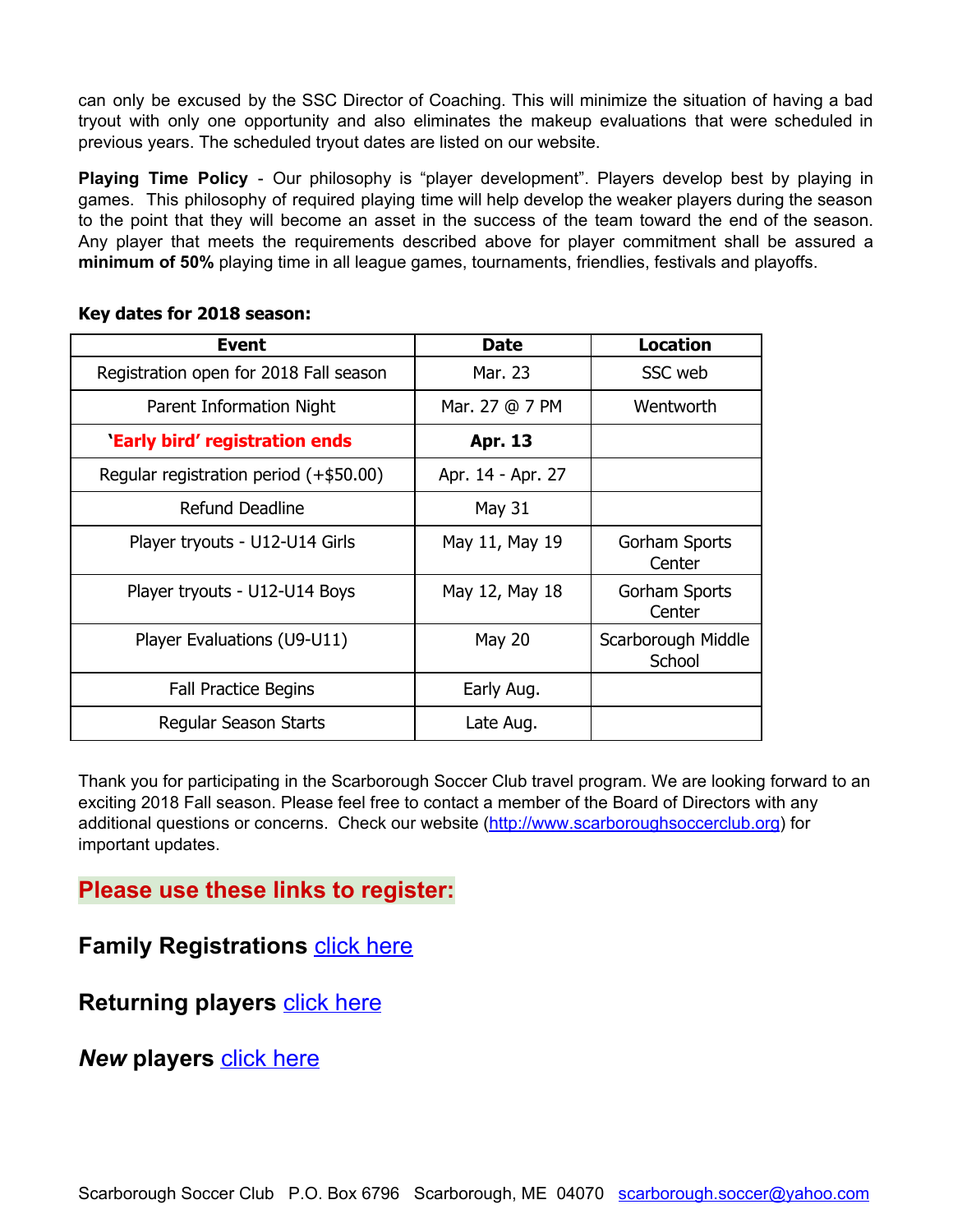can only be excused by the SSC Director of Coaching. This will minimize the situation of having a bad tryout with only one opportunity and also eliminates the makeup evaluations that were scheduled in previous years. The scheduled tryout dates are listed on our website.

**Playing Time Policy** - Our philosophy is "player development". Players develop best by playing in games. This philosophy of required playing time will help develop the weaker players during the season to the point that they will become an asset in the success of the team toward the end of the season. Any player that meets the requirements described above for player commitment shall be assured a **minimum of 50%** playing time in all league games, tournaments, friendlies, festivals and playoffs.

**Key dates for 2018 season:**

| Event | Date | Location |
|---|---|---|
| Registration open for 2018 Fall season | Mar. 23 | SSC web |
| Parent Information Night | Mar. 27 @ 7 PM | Wentworth |
| **'Early bird' registration ends** | **Apr. 13** | |
| Regular registration period (+$50.00) | Apr. 14 - Apr. 27 | |
| Refund Deadline | May 31 | |
| Player tryouts - U12-U14 Girls | May 11, May 19 | Gorham Sports Center |
| Player tryouts - U12-U14 Boys | May 12, May 18 | Gorham Sports Center |
| Player Evaluations (U9-U11) | May 20 | Scarborough Middle School |
| Fall Practice Begins | Early Aug. | |
| Regular Season Starts | Late Aug. | |

Thank you for participating in the Scarborough Soccer Club travel program. We are looking forward to an exciting 2018 Fall season. Please feel free to contact a member of the Board of Directors with any additional questions or concerns. Check our website (http://www.scarboroughsoccerclub.org) for important updates.

## Please use these links to register:

### Family Registrations click here

### Returning players click here

### *New* players click here

Scarborough Soccer Club P.O. Box 6796 Scarborough, ME 04070 scarborough.soccer@yahoo.com